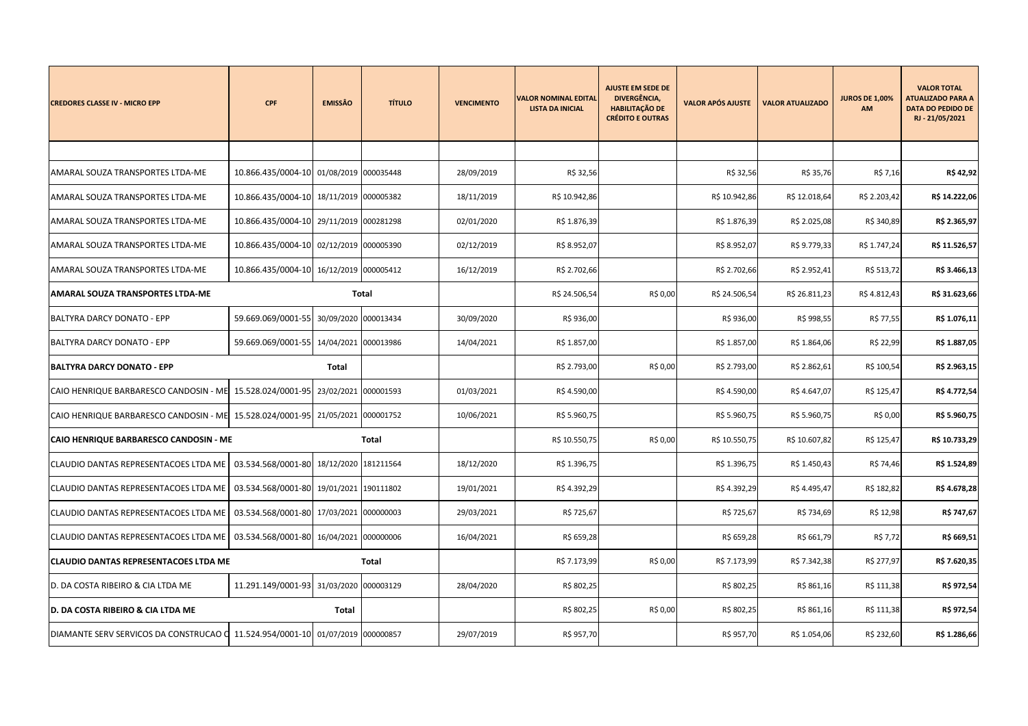| CREDORES CLASSE IV - MICRO EPP | CPF | EMISSÃO | TÍTULO | VENCIMENTO | VALOR NOMINAL EDITAL LISTA DA INICIAL | AJUSTE EM SEDE DE DIVERGÊNCIA, HABILITAÇÃO DE CRÉDITO E OUTRAS | VALOR APÓS AJUSTE | VALOR ATUALIZADO | JUROS DE 1,00% AM | VALOR TOTAL ATUALIZADO PARA A DATA DO PEDIDO DE RJ - 21/05/2021 |
|---|---|---|---|---|---|---|---|---|---|---|
| | | | | | | | | | | |
| AMARAL SOUZA TRANSPORTES LTDA-ME | 10.866.435/0004-10 | 01/08/2019 | 000035448 | 28/09/2019 | R$ 32,56 | | R$ 32,56 | R$ 35,76 | R$ 7,16 | **R$ 42,92** |
| AMARAL SOUZA TRANSPORTES LTDA-ME | 10.866.435/0004-10 | 18/11/2019 | 000005382 | 18/11/2019 | R$ 10.942,86 | | R$ 10.942,86 | R$ 12.018,64 | R$ 2.203,42 | **R$ 14.222,06** |
| AMARAL SOUZA TRANSPORTES LTDA-ME | 10.866.435/0004-10 | 29/11/2019 | 000281298 | 02/01/2020 | R$ 1.876,39 | | R$ 1.876,39 | R$ 2.025,08 | R$ 340,89 | **R$ 2.365,97** |
| AMARAL SOUZA TRANSPORTES LTDA-ME | 10.866.435/0004-10 | 02/12/2019 | 000005390 | 02/12/2019 | R$ 8.952,07 | | R$ 8.952,07 | R$ 9.779,33 | R$ 1.747,24 | **R$ 11.526,57** |
| AMARAL SOUZA TRANSPORTES LTDA-ME | 10.866.435/0004-10 | 16/12/2019 | 000005412 | 16/12/2019 | R$ 2.702,66 | | R$ 2.702,66 | R$ 2.952,41 | R$ 513,72 | **R$ 3.466,13** |
| **AMARAL SOUZA TRANSPORTES LTDA-ME** | | **Total** | | | R$ 24.506,54 | R$ 0,00 | R$ 24.506,54 | R$ 26.811,23 | R$ 4.812,43 | **R$ 31.623,66** |
| BALTYRA DARCY DONATO - EPP | 59.669.069/0001-55 | 30/09/2020 | 000013434 | 30/09/2020 | R$ 936,00 | | R$ 936,00 | R$ 998,55 | R$ 77,55 | **R$ 1.076,11** |
| BALTYRA DARCY DONATO - EPP | 59.669.069/0001-55 | 14/04/2021 | 000013986 | 14/04/2021 | R$ 1.857,00 | | R$ 1.857,00 | R$ 1.864,06 | R$ 22,99 | **R$ 1.887,05** |
| **BALTYRA DARCY DONATO - EPP** | | **Total** | | | R$ 2.793,00 | R$ 0,00 | R$ 2.793,00 | R$ 2.862,61 | R$ 100,54 | **R$ 2.963,15** |
| CAIO HENRIQUE BARBARESCO CANDOSIN - ME | 15.528.024/0001-95 | 23/02/2021 | 000001593 | 01/03/2021 | R$ 4.590,00 | | R$ 4.590,00 | R$ 4.647,07 | R$ 125,47 | **R$ 4.772,54** |
| CAIO HENRIQUE BARBARESCO CANDOSIN - ME | 15.528.024/0001-95 | 21/05/2021 | 000001752 | 10/06/2021 | R$ 5.960,75 | | R$ 5.960,75 | R$ 5.960,75 | R$ 0,00 | **R$ 5.960,75** |
| **CAIO HENRIQUE BARBARESCO CANDOSIN - ME** | | **Total** | | | R$ 10.550,75 | R$ 0,00 | R$ 10.550,75 | R$ 10.607,82 | R$ 125,47 | **R$ 10.733,29** |
| CLAUDIO DANTAS REPRESENTACOES LTDA ME | 03.534.568/0001-80 | 18/12/2020 | 181211564 | 18/12/2020 | R$ 1.396,75 | | R$ 1.396,75 | R$ 1.450,43 | R$ 74,46 | **R$ 1.524,89** |
| CLAUDIO DANTAS REPRESENTACOES LTDA ME | 03.534.568/0001-80 | 19/01/2021 | 190111802 | 19/01/2021 | R$ 4.392,29 | | R$ 4.392,29 | R$ 4.495,47 | R$ 182,82 | **R$ 4.678,28** |
| CLAUDIO DANTAS REPRESENTACOES LTDA ME | 03.534.568/0001-80 | 17/03/2021 | 000000003 | 29/03/2021 | R$ 725,67 | | R$ 725,67 | R$ 734,69 | R$ 12,98 | **R$ 747,67** |
| CLAUDIO DANTAS REPRESENTACOES LTDA ME | 03.534.568/0001-80 | 16/04/2021 | 000000006 | 16/04/2021 | R$ 659,28 | | R$ 659,28 | R$ 661,79 | R$ 7,72 | **R$ 669,51** |
| **CLAUDIO DANTAS REPRESENTACOES LTDA ME** | | **Total** | | | R$ 7.173,99 | R$ 0,00 | R$ 7.173,99 | R$ 7.342,38 | R$ 277,97 | **R$ 7.620,35** |
| D. DA COSTA RIBEIRO & CIA LTDA ME | 11.291.149/0001-93 | 31/03/2020 | 000003129 | 28/04/2020 | R$ 802,25 | | R$ 802,25 | R$ 861,16 | R$ 111,38 | **R$ 972,54** |
| **D. DA COSTA RIBEIRO & CIA LTDA ME** | | **Total** | | | R$ 802,25 | R$ 0,00 | R$ 802,25 | R$ 861,16 | R$ 111,38 | **R$ 972,54** |
| DIAMANTE SERV SERVICOS DA CONSTRUCAO C | 11.524.954/0001-10 | 01/07/2019 | 000000857 | 29/07/2019 | R$ 957,70 | | R$ 957,70 | R$ 1.054,06 | R$ 232,60 | **R$ 1.286,66** |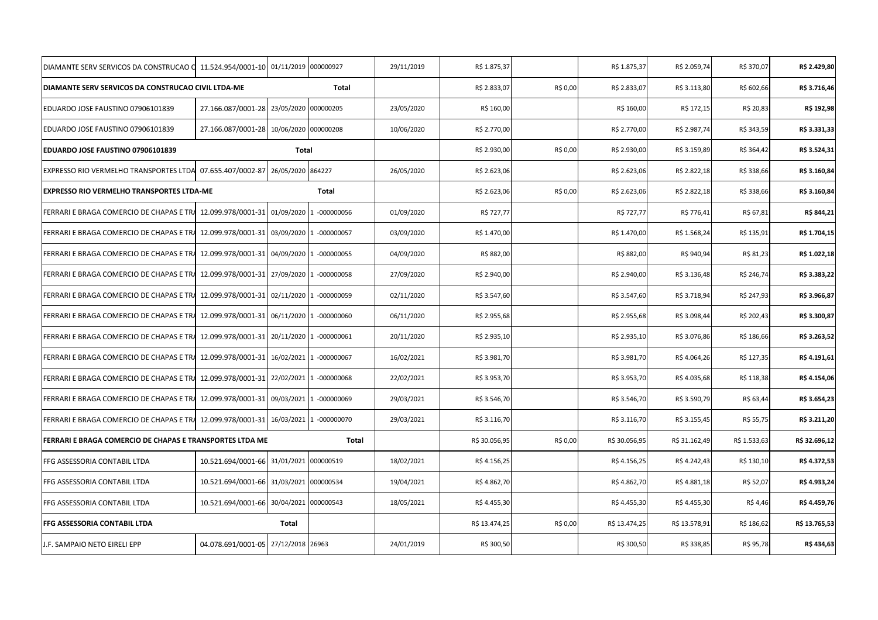| | | | | | | | | | | |
|---|---|---|---|---|---|---|---|---|---|---|
| DIAMANTE SERV SERVICOS DA CONSTRUCAO C | 11.524.954/0001-10 | 01/11/2019 | 000000927 | 29/11/2019 | R$ 1.875,37 | | R$ 1.875,37 | R$ 2.059,74 | R$ 370,07 | **R$ 2.429,80** |
| **DIAMANTE SERV SERVICOS DA CONSTRUCAO CIVIL LTDA-ME** | | | **Total** | | R$ 2.833,07 | R$ 0,00 | R$ 2.833,07 | R$ 3.113,80 | R$ 602,66 | **R$ 3.716,46** |
| EDUARDO JOSE FAUSTINO 07906101839 | 27.166.087/0001-28 | 23/05/2020 | 000000205 | 23/05/2020 | R$ 160,00 | | R$ 160,00 | R$ 172,15 | R$ 20,83 | **R$ 192,98** |
| EDUARDO JOSE FAUSTINO 07906101839 | 27.166.087/0001-28 | 10/06/2020 | 000000208 | 10/06/2020 | R$ 2.770,00 | | R$ 2.770,00 | R$ 2.987,74 | R$ 343,59 | **R$ 3.331,33** |
| **EDUARDO JOSE FAUSTINO 07906101839** | | **Total** | | | R$ 2.930,00 | R$ 0,00 | R$ 2.930,00 | R$ 3.159,89 | R$ 364,42 | **R$ 3.524,31** |
| EXPRESSO RIO VERMELHO TRANSPORTES LTDA | 07.655.407/0002-87 | 26/05/2020 | 864227 | 26/05/2020 | R$ 2.623,06 | | R$ 2.623,06 | R$ 2.822,18 | R$ 338,66 | **R$ 3.160,84** |
| **EXPRESSO RIO VERMELHO TRANSPORTES LTDA-ME** | | | **Total** | | R$ 2.623,06 | R$ 0,00 | R$ 2.623,06 | R$ 2.822,18 | R$ 338,66 | **R$ 3.160,84** |
| FERRARI E BRAGA COMERCIO DE CHAPAS E TRA | 12.099.978/0001-31 | 01/09/2020 | 1 -000000056 | 01/09/2020 | R$ 727,77 | | R$ 727,77 | R$ 776,41 | R$ 67,81 | **R$ 844,21** |
| FERRARI E BRAGA COMERCIO DE CHAPAS E TRA | 12.099.978/0001-31 | 03/09/2020 | 1 -000000057 | 03/09/2020 | R$ 1.470,00 | | R$ 1.470,00 | R$ 1.568,24 | R$ 135,91 | **R$ 1.704,15** |
| FERRARI E BRAGA COMERCIO DE CHAPAS E TRA | 12.099.978/0001-31 | 04/09/2020 | 1 -000000055 | 04/09/2020 | R$ 882,00 | | R$ 882,00 | R$ 940,94 | R$ 81,23 | **R$ 1.022,18** |
| FERRARI E BRAGA COMERCIO DE CHAPAS E TRA | 12.099.978/0001-31 | 27/09/2020 | 1 -000000058 | 27/09/2020 | R$ 2.940,00 | | R$ 2.940,00 | R$ 3.136,48 | R$ 246,74 | **R$ 3.383,22** |
| FERRARI E BRAGA COMERCIO DE CHAPAS E TRA | 12.099.978/0001-31 | 02/11/2020 | 1 -000000059 | 02/11/2020 | R$ 3.547,60 | | R$ 3.547,60 | R$ 3.718,94 | R$ 247,93 | **R$ 3.966,87** |
| FERRARI E BRAGA COMERCIO DE CHAPAS E TRA | 12.099.978/0001-31 | 06/11/2020 | 1 -000000060 | 06/11/2020 | R$ 2.955,68 | | R$ 2.955,68 | R$ 3.098,44 | R$ 202,43 | **R$ 3.300,87** |
| FERRARI E BRAGA COMERCIO DE CHAPAS E TRA | 12.099.978/0001-31 | 20/11/2020 | 1 -000000061 | 20/11/2020 | R$ 2.935,10 | | R$ 2.935,10 | R$ 3.076,86 | R$ 186,66 | **R$ 3.263,52** |
| FERRARI E BRAGA COMERCIO DE CHAPAS E TRA | 12.099.978/0001-31 | 16/02/2021 | 1 -000000067 | 16/02/2021 | R$ 3.981,70 | | R$ 3.981,70 | R$ 4.064,26 | R$ 127,35 | **R$ 4.191,61** |
| FERRARI E BRAGA COMERCIO DE CHAPAS E TRA | 12.099.978/0001-31 | 22/02/2021 | 1 -000000068 | 22/02/2021 | R$ 3.953,70 | | R$ 3.953,70 | R$ 4.035,68 | R$ 118,38 | **R$ 4.154,06** |
| FERRARI E BRAGA COMERCIO DE CHAPAS E TRA | 12.099.978/0001-31 | 09/03/2021 | 1 -000000069 | 29/03/2021 | R$ 3.546,70 | | R$ 3.546,70 | R$ 3.590,79 | R$ 63,44 | **R$ 3.654,23** |
| FERRARI E BRAGA COMERCIO DE CHAPAS E TRA | 12.099.978/0001-31 | 16/03/2021 | 1 -000000070 | 29/03/2021 | R$ 3.116,70 | | R$ 3.116,70 | R$ 3.155,45 | R$ 55,75 | **R$ 3.211,20** |
| **FERRARI E BRAGA COMERCIO DE CHAPAS E TRANSPORTES LTDA ME** | | | **Total** | | R$ 30.056,95 | R$ 0,00 | R$ 30.056,95 | R$ 31.162,49 | R$ 1.533,63 | **R$ 32.696,12** |
| FFG ASSESSORIA CONTABIL LTDA | 10.521.694/0001-66 | 31/01/2021 | 000000519 | 18/02/2021 | R$ 4.156,25 | | R$ 4.156,25 | R$ 4.242,43 | R$ 130,10 | **R$ 4.372,53** |
| FFG ASSESSORIA CONTABIL LTDA | 10.521.694/0001-66 | 31/03/2021 | 000000534 | 19/04/2021 | R$ 4.862,70 | | R$ 4.862,70 | R$ 4.881,18 | R$ 52,07 | **R$ 4.933,24** |
| FFG ASSESSORIA CONTABIL LTDA | 10.521.694/0001-66 | 30/04/2021 | 000000543 | 18/05/2021 | R$ 4.455,30 | | R$ 4.455,30 | R$ 4.455,30 | R$ 4,46 | **R$ 4.459,76** |
| **FFG ASSESSORIA CONTABIL LTDA** | | **Total** | | | R$ 13.474,25 | R$ 0,00 | R$ 13.474,25 | R$ 13.578,91 | R$ 186,62 | **R$ 13.765,53** |
| J.F. SAMPAIO NETO EIRELI EPP | 04.078.691/0001-05 | 27/12/2018 | 26963 | 24/01/2019 | R$ 300,50 | | R$ 300,50 | R$ 338,85 | R$ 95,78 | **R$ 434,63** |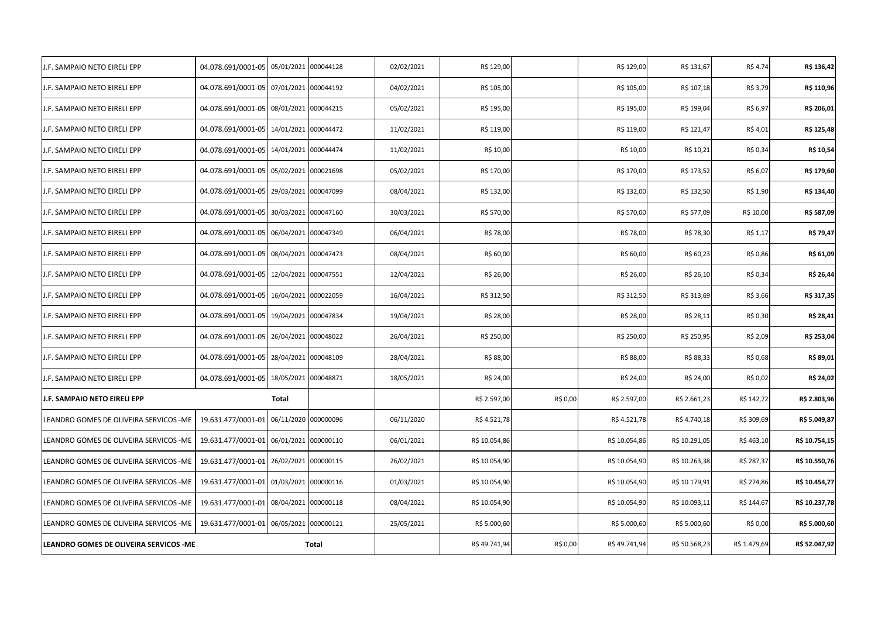| | | | | | | | | | | |
|---|---|---|---|---|---|---|---|---|---|---|
| J.F. SAMPAIO NETO EIRELI EPP | 04.078.691/0001-05 | 05/01/2021 | 000044128 | 02/02/2021 | R$ 129,00 | | R$ 129,00 | R$ 131,67 | R$ 4,74 | **R$ 136,42** |
| J.F. SAMPAIO NETO EIRELI EPP | 04.078.691/0001-05 | 07/01/2021 | 000044192 | 04/02/2021 | R$ 105,00 | | R$ 105,00 | R$ 107,18 | R$ 3,79 | **R$ 110,96** |
| J.F. SAMPAIO NETO EIRELI EPP | 04.078.691/0001-05 | 08/01/2021 | 000044215 | 05/02/2021 | R$ 195,00 | | R$ 195,00 | R$ 199,04 | R$ 6,97 | **R$ 206,01** |
| J.F. SAMPAIO NETO EIRELI EPP | 04.078.691/0001-05 | 14/01/2021 | 000044472 | 11/02/2021 | R$ 119,00 | | R$ 119,00 | R$ 121,47 | R$ 4,01 | **R$ 125,48** |
| J.F. SAMPAIO NETO EIRELI EPP | 04.078.691/0001-05 | 14/01/2021 | 000044474 | 11/02/2021 | R$ 10,00 | | R$ 10,00 | R$ 10,21 | R$ 0,34 | **R$ 10,54** |
| J.F. SAMPAIO NETO EIRELI EPP | 04.078.691/0001-05 | 05/02/2021 | 000021698 | 05/02/2021 | R$ 170,00 | | R$ 170,00 | R$ 173,52 | R$ 6,07 | **R$ 179,60** |
| J.F. SAMPAIO NETO EIRELI EPP | 04.078.691/0001-05 | 29/03/2021 | 000047099 | 08/04/2021 | R$ 132,00 | | R$ 132,00 | R$ 132,50 | R$ 1,90 | **R$ 134,40** |
| J.F. SAMPAIO NETO EIRELI EPP | 04.078.691/0001-05 | 30/03/2021 | 000047160 | 30/03/2021 | R$ 570,00 | | R$ 570,00 | R$ 577,09 | R$ 10,00 | **R$ 587,09** |
| J.F. SAMPAIO NETO EIRELI EPP | 04.078.691/0001-05 | 06/04/2021 | 000047349 | 06/04/2021 | R$ 78,00 | | R$ 78,00 | R$ 78,30 | R$ 1,17 | **R$ 79,47** |
| J.F. SAMPAIO NETO EIRELI EPP | 04.078.691/0001-05 | 08/04/2021 | 000047473 | 08/04/2021 | R$ 60,00 | | R$ 60,00 | R$ 60,23 | R$ 0,86 | **R$ 61,09** |
| J.F. SAMPAIO NETO EIRELI EPP | 04.078.691/0001-05 | 12/04/2021 | 000047551 | 12/04/2021 | R$ 26,00 | | R$ 26,00 | R$ 26,10 | R$ 0,34 | **R$ 26,44** |
| J.F. SAMPAIO NETO EIRELI EPP | 04.078.691/0001-05 | 16/04/2021 | 000022059 | 16/04/2021 | R$ 312,50 | | R$ 312,50 | R$ 313,69 | R$ 3,66 | **R$ 317,35** |
| J.F. SAMPAIO NETO EIRELI EPP | 04.078.691/0001-05 | 19/04/2021 | 000047834 | 19/04/2021 | R$ 28,00 | | R$ 28,00 | R$ 28,11 | R$ 0,30 | **R$ 28,41** |
| J.F. SAMPAIO NETO EIRELI EPP | 04.078.691/0001-05 | 26/04/2021 | 000048022 | 26/04/2021 | R$ 250,00 | | R$ 250,00 | R$ 250,95 | R$ 2,09 | **R$ 253,04** |
| J.F. SAMPAIO NETO EIRELI EPP | 04.078.691/0001-05 | 28/04/2021 | 000048109 | 28/04/2021 | R$ 88,00 | | R$ 88,00 | R$ 88,33 | R$ 0,68 | **R$ 89,01** |
| J.F. SAMPAIO NETO EIRELI EPP | 04.078.691/0001-05 | 18/05/2021 | 000048871 | 18/05/2021 | R$ 24,00 | | R$ 24,00 | R$ 24,00 | R$ 0,02 | **R$ 24,02** |
| **J.F. SAMPAIO NETO EIRELI EPP** | | **Total** | | | R$ 2.597,00 | R$ 0,00 | R$ 2.597,00 | R$ 2.661,23 | R$ 142,72 | **R$ 2.803,96** |
| LEANDRO GOMES DE OLIVEIRA SERVICOS -ME | 19.631.477/0001-01 | 06/11/2020 | 000000096 | 06/11/2020 | R$ 4.521,78 | | R$ 4.521,78 | R$ 4.740,18 | R$ 309,69 | **R$ 5.049,87** |
| LEANDRO GOMES DE OLIVEIRA SERVICOS -ME | 19.631.477/0001-01 | 06/01/2021 | 000000110 | 06/01/2021 | R$ 10.054,86 | | R$ 10.054,86 | R$ 10.291,05 | R$ 463,10 | **R$ 10.754,15** |
| LEANDRO GOMES DE OLIVEIRA SERVICOS -ME | 19.631.477/0001-01 | 26/02/2021 | 000000115 | 26/02/2021 | R$ 10.054,90 | | R$ 10.054,90 | R$ 10.263,38 | R$ 287,37 | **R$ 10.550,76** |
| LEANDRO GOMES DE OLIVEIRA SERVICOS -ME | 19.631.477/0001-01 | 01/03/2021 | 000000116 | 01/03/2021 | R$ 10.054,90 | | R$ 10.054,90 | R$ 10.179,91 | R$ 274,86 | **R$ 10.454,77** |
| LEANDRO GOMES DE OLIVEIRA SERVICOS -ME | 19.631.477/0001-01 | 08/04/2021 | 000000118 | 08/04/2021 | R$ 10.054,90 | | R$ 10.054,90 | R$ 10.093,11 | R$ 144,67 | **R$ 10.237,78** |
| LEANDRO GOMES DE OLIVEIRA SERVICOS -ME | 19.631.477/0001-01 | 06/05/2021 | 000000121 | 25/05/2021 | R$ 5.000,60 | | R$ 5.000,60 | R$ 5.000,60 | R$ 0,00 | **R$ 5.000,60** |
| **LEANDRO GOMES DE OLIVEIRA SERVICOS -ME** | | | **Total** | | R$ 49.741,94 | R$ 0,00 | R$ 49.741,94 | R$ 50.568,23 | R$ 1.479,69 | **R$ 52.047,92** |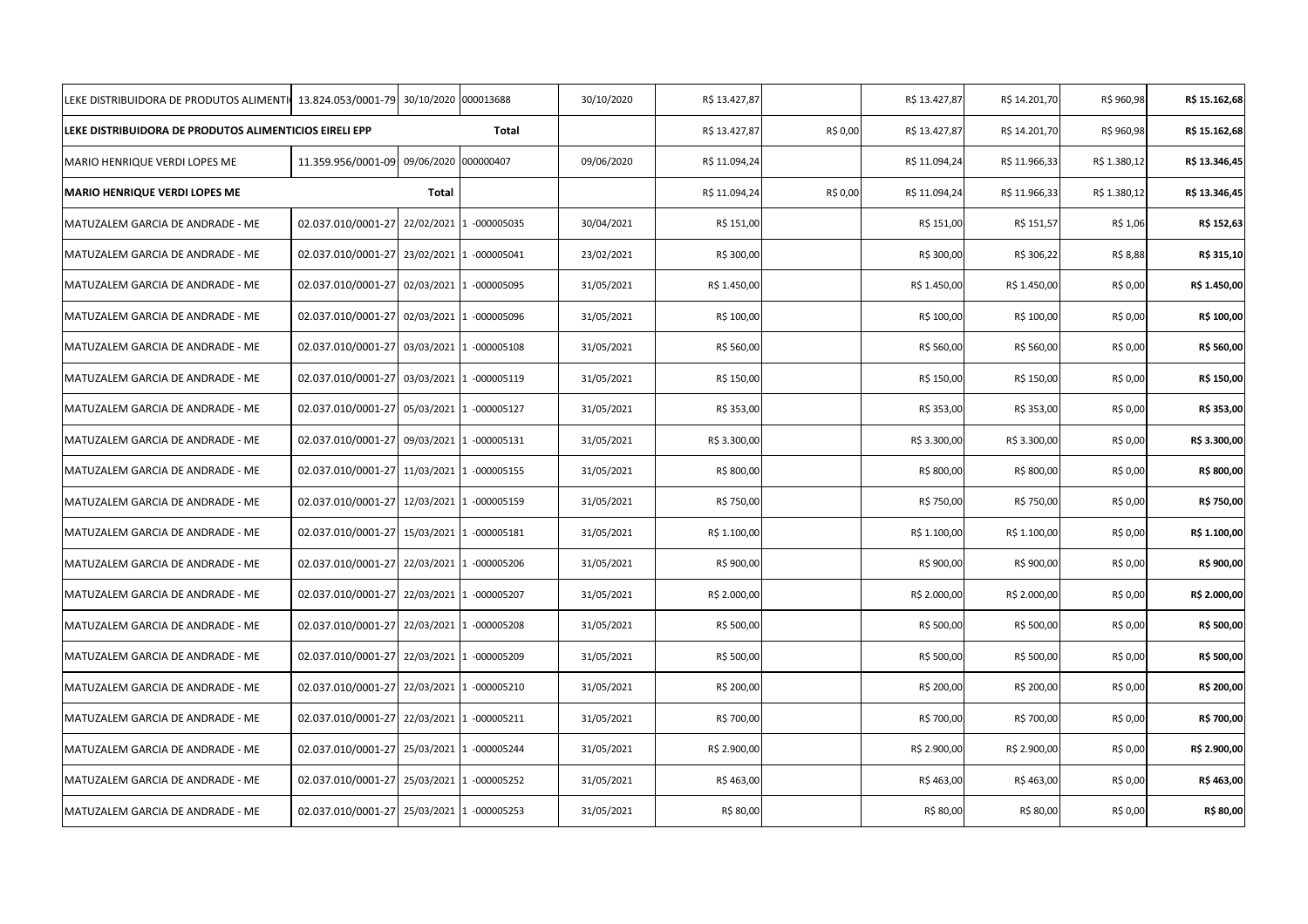| | | | | | | | | | | |
|---|---|---|---|---|---|---|---|---|---|---|
| LEKE DISTRIBUIDORA DE PRODUTOS ALIMENTI | 13.824.053/0001-79 | 30/10/2020 | 000013688 | 30/10/2020 | R$ 13.427,87 | | R$ 13.427,87 | R$ 14.201,70 | R$ 960,98 | **R$ 15.162,68** |
| **LEKE DISTRIBUIDORA DE PRODUTOS ALIMENTICIOS EIRELI EPP** | | | **Total** | | R$ 13.427,87 | R$ 0,00 | R$ 13.427,87 | R$ 14.201,70 | R$ 960,98 | **R$ 15.162,68** |
| MARIO HENRIQUE VERDI LOPES ME | 11.359.956/0001-09 | 09/06/2020 | 000000407 | 09/06/2020 | R$ 11.094,24 | | R$ 11.094,24 | R$ 11.966,33 | R$ 1.380,12 | **R$ 13.346,45** |
| **MARIO HENRIQUE VERDI LOPES ME** | | **Total** | | | R$ 11.094,24 | R$ 0,00 | R$ 11.094,24 | R$ 11.966,33 | R$ 1.380,12 | **R$ 13.346,45** |
| MATUZALEM GARCIA DE ANDRADE - ME | 02.037.010/0001-27 | 22/02/2021 | 1 -000005035 | 30/04/2021 | R$ 151,00 | | R$ 151,00 | R$ 151,57 | R$ 1,06 | **R$ 152,63** |
| MATUZALEM GARCIA DE ANDRADE - ME | 02.037.010/0001-27 | 23/02/2021 | 1 -000005041 | 23/02/2021 | R$ 300,00 | | R$ 300,00 | R$ 306,22 | R$ 8,88 | **R$ 315,10** |
| MATUZALEM GARCIA DE ANDRADE - ME | 02.037.010/0001-27 | 02/03/2021 | 1 -000005095 | 31/05/2021 | R$ 1.450,00 | | R$ 1.450,00 | R$ 1.450,00 | R$ 0,00 | **R$ 1.450,00** |
| MATUZALEM GARCIA DE ANDRADE - ME | 02.037.010/0001-27 | 02/03/2021 | 1 -000005096 | 31/05/2021 | R$ 100,00 | | R$ 100,00 | R$ 100,00 | R$ 0,00 | **R$ 100,00** |
| MATUZALEM GARCIA DE ANDRADE - ME | 02.037.010/0001-27 | 03/03/2021 | 1 -000005108 | 31/05/2021 | R$ 560,00 | | R$ 560,00 | R$ 560,00 | R$ 0,00 | **R$ 560,00** |
| MATUZALEM GARCIA DE ANDRADE - ME | 02.037.010/0001-27 | 03/03/2021 | 1 -000005119 | 31/05/2021 | R$ 150,00 | | R$ 150,00 | R$ 150,00 | R$ 0,00 | **R$ 150,00** |
| MATUZALEM GARCIA DE ANDRADE - ME | 02.037.010/0001-27 | 05/03/2021 | 1 -000005127 | 31/05/2021 | R$ 353,00 | | R$ 353,00 | R$ 353,00 | R$ 0,00 | **R$ 353,00** |
| MATUZALEM GARCIA DE ANDRADE - ME | 02.037.010/0001-27 | 09/03/2021 | 1 -000005131 | 31/05/2021 | R$ 3.300,00 | | R$ 3.300,00 | R$ 3.300,00 | R$ 0,00 | **R$ 3.300,00** |
| MATUZALEM GARCIA DE ANDRADE - ME | 02.037.010/0001-27 | 11/03/2021 | 1 -000005155 | 31/05/2021 | R$ 800,00 | | R$ 800,00 | R$ 800,00 | R$ 0,00 | **R$ 800,00** |
| MATUZALEM GARCIA DE ANDRADE - ME | 02.037.010/0001-27 | 12/03/2021 | 1 -000005159 | 31/05/2021 | R$ 750,00 | | R$ 750,00 | R$ 750,00 | R$ 0,00 | **R$ 750,00** |
| MATUZALEM GARCIA DE ANDRADE - ME | 02.037.010/0001-27 | 15/03/2021 | 1 -000005181 | 31/05/2021 | R$ 1.100,00 | | R$ 1.100,00 | R$ 1.100,00 | R$ 0,00 | **R$ 1.100,00** |
| MATUZALEM GARCIA DE ANDRADE - ME | 02.037.010/0001-27 | 22/03/2021 | 1 -000005206 | 31/05/2021 | R$ 900,00 | | R$ 900,00 | R$ 900,00 | R$ 0,00 | **R$ 900,00** |
| MATUZALEM GARCIA DE ANDRADE - ME | 02.037.010/0001-27 | 22/03/2021 | 1 -000005207 | 31/05/2021 | R$ 2.000,00 | | R$ 2.000,00 | R$ 2.000,00 | R$ 0,00 | **R$ 2.000,00** |
| MATUZALEM GARCIA DE ANDRADE - ME | 02.037.010/0001-27 | 22/03/2021 | 1 -000005208 | 31/05/2021 | R$ 500,00 | | R$ 500,00 | R$ 500,00 | R$ 0,00 | **R$ 500,00** |
| MATUZALEM GARCIA DE ANDRADE - ME | 02.037.010/0001-27 | 22/03/2021 | 1 -000005209 | 31/05/2021 | R$ 500,00 | | R$ 500,00 | R$ 500,00 | R$ 0,00 | **R$ 500,00** |
| MATUZALEM GARCIA DE ANDRADE - ME | 02.037.010/0001-27 | 22/03/2021 | 1 -000005210 | 31/05/2021 | R$ 200,00 | | R$ 200,00 | R$ 200,00 | R$ 0,00 | **R$ 200,00** |
| MATUZALEM GARCIA DE ANDRADE - ME | 02.037.010/0001-27 | 22/03/2021 | 1 -000005211 | 31/05/2021 | R$ 700,00 | | R$ 700,00 | R$ 700,00 | R$ 0,00 | **R$ 700,00** |
| MATUZALEM GARCIA DE ANDRADE - ME | 02.037.010/0001-27 | 25/03/2021 | 1 -000005244 | 31/05/2021 | R$ 2.900,00 | | R$ 2.900,00 | R$ 2.900,00 | R$ 0,00 | **R$ 2.900,00** |
| MATUZALEM GARCIA DE ANDRADE - ME | 02.037.010/0001-27 | 25/03/2021 | 1 -000005252 | 31/05/2021 | R$ 463,00 | | R$ 463,00 | R$ 463,00 | R$ 0,00 | **R$ 463,00** |
| MATUZALEM GARCIA DE ANDRADE - ME | 02.037.010/0001-27 | 25/03/2021 | 1 -000005253 | 31/05/2021 | R$ 80,00 | | R$ 80,00 | R$ 80,00 | R$ 0,00 | **R$ 80,00** |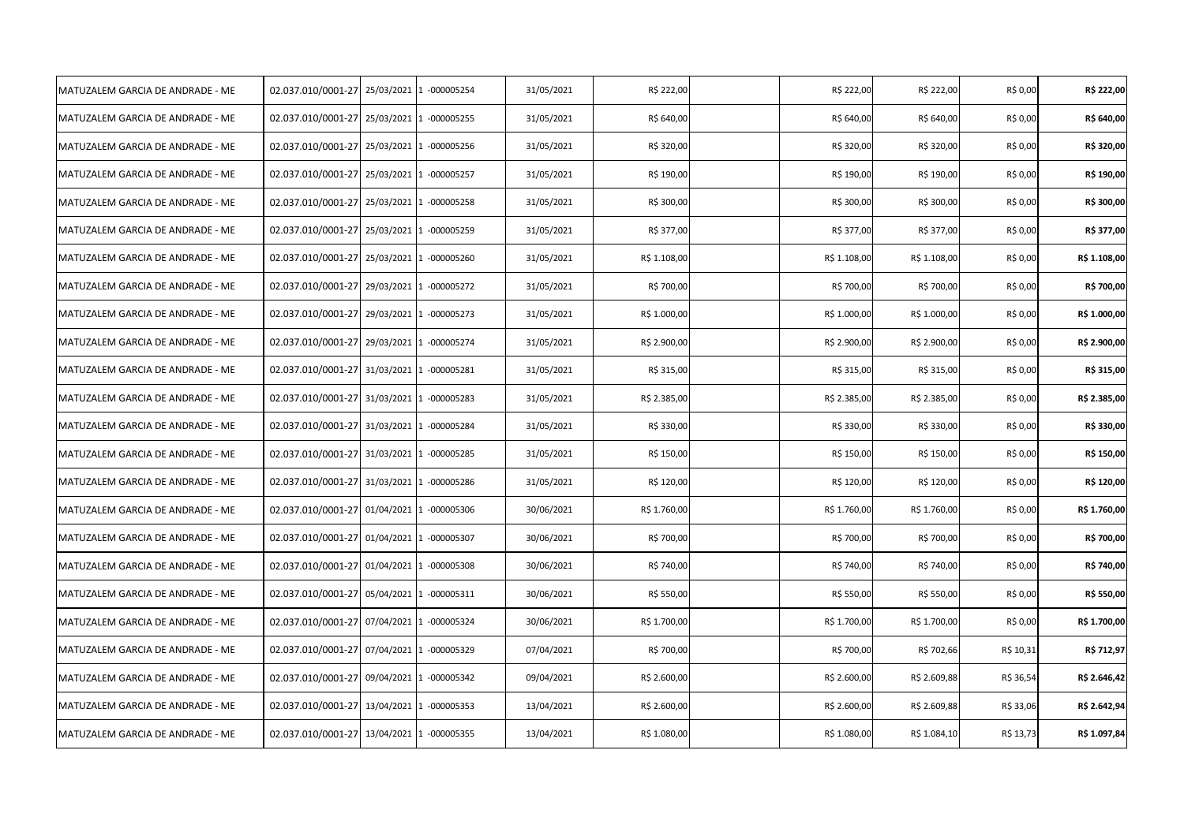| | | | | | | | | | | |
|---|---|---|---|---|---|---|---|---|---|---|
| MATUZALEM GARCIA DE ANDRADE - ME | 02.037.010/0001-27 | 25/03/2021 | 1 -000005254 | 31/05/2021 | R$ 222,00 | | R$ 222,00 | R$ 222,00 | R$ 0,00 | **R$ 222,00** |
| MATUZALEM GARCIA DE ANDRADE - ME | 02.037.010/0001-27 | 25/03/2021 | 1 -000005255 | 31/05/2021 | R$ 640,00 | | R$ 640,00 | R$ 640,00 | R$ 0,00 | **R$ 640,00** |
| MATUZALEM GARCIA DE ANDRADE - ME | 02.037.010/0001-27 | 25/03/2021 | 1 -000005256 | 31/05/2021 | R$ 320,00 | | R$ 320,00 | R$ 320,00 | R$ 0,00 | **R$ 320,00** |
| MATUZALEM GARCIA DE ANDRADE - ME | 02.037.010/0001-27 | 25/03/2021 | 1 -000005257 | 31/05/2021 | R$ 190,00 | | R$ 190,00 | R$ 190,00 | R$ 0,00 | **R$ 190,00** |
| MATUZALEM GARCIA DE ANDRADE - ME | 02.037.010/0001-27 | 25/03/2021 | 1 -000005258 | 31/05/2021 | R$ 300,00 | | R$ 300,00 | R$ 300,00 | R$ 0,00 | **R$ 300,00** |
| MATUZALEM GARCIA DE ANDRADE - ME | 02.037.010/0001-27 | 25/03/2021 | 1 -000005259 | 31/05/2021 | R$ 377,00 | | R$ 377,00 | R$ 377,00 | R$ 0,00 | **R$ 377,00** |
| MATUZALEM GARCIA DE ANDRADE - ME | 02.037.010/0001-27 | 25/03/2021 | 1 -000005260 | 31/05/2021 | R$ 1.108,00 | | R$ 1.108,00 | R$ 1.108,00 | R$ 0,00 | **R$ 1.108,00** |
| MATUZALEM GARCIA DE ANDRADE - ME | 02.037.010/0001-27 | 29/03/2021 | 1 -000005272 | 31/05/2021 | R$ 700,00 | | R$ 700,00 | R$ 700,00 | R$ 0,00 | **R$ 700,00** |
| MATUZALEM GARCIA DE ANDRADE - ME | 02.037.010/0001-27 | 29/03/2021 | 1 -000005273 | 31/05/2021 | R$ 1.000,00 | | R$ 1.000,00 | R$ 1.000,00 | R$ 0,00 | **R$ 1.000,00** |
| MATUZALEM GARCIA DE ANDRADE - ME | 02.037.010/0001-27 | 29/03/2021 | 1 -000005274 | 31/05/2021 | R$ 2.900,00 | | R$ 2.900,00 | R$ 2.900,00 | R$ 0,00 | **R$ 2.900,00** |
| MATUZALEM GARCIA DE ANDRADE - ME | 02.037.010/0001-27 | 31/03/2021 | 1 -000005281 | 31/05/2021 | R$ 315,00 | | R$ 315,00 | R$ 315,00 | R$ 0,00 | **R$ 315,00** |
| MATUZALEM GARCIA DE ANDRADE - ME | 02.037.010/0001-27 | 31/03/2021 | 1 -000005283 | 31/05/2021 | R$ 2.385,00 | | R$ 2.385,00 | R$ 2.385,00 | R$ 0,00 | **R$ 2.385,00** |
| MATUZALEM GARCIA DE ANDRADE - ME | 02.037.010/0001-27 | 31/03/2021 | 1 -000005284 | 31/05/2021 | R$ 330,00 | | R$ 330,00 | R$ 330,00 | R$ 0,00 | **R$ 330,00** |
| MATUZALEM GARCIA DE ANDRADE - ME | 02.037.010/0001-27 | 31/03/2021 | 1 -000005285 | 31/05/2021 | R$ 150,00 | | R$ 150,00 | R$ 150,00 | R$ 0,00 | **R$ 150,00** |
| MATUZALEM GARCIA DE ANDRADE - ME | 02.037.010/0001-27 | 31/03/2021 | 1 -000005286 | 31/05/2021 | R$ 120,00 | | R$ 120,00 | R$ 120,00 | R$ 0,00 | **R$ 120,00** |
| MATUZALEM GARCIA DE ANDRADE - ME | 02.037.010/0001-27 | 01/04/2021 | 1 -000005306 | 30/06/2021 | R$ 1.760,00 | | R$ 1.760,00 | R$ 1.760,00 | R$ 0,00 | **R$ 1.760,00** |
| MATUZALEM GARCIA DE ANDRADE - ME | 02.037.010/0001-27 | 01/04/2021 | 1 -000005307 | 30/06/2021 | R$ 700,00 | | R$ 700,00 | R$ 700,00 | R$ 0,00 | **R$ 700,00** |
| MATUZALEM GARCIA DE ANDRADE - ME | 02.037.010/0001-27 | 01/04/2021 | 1 -000005308 | 30/06/2021 | R$ 740,00 | | R$ 740,00 | R$ 740,00 | R$ 0,00 | **R$ 740,00** |
| MATUZALEM GARCIA DE ANDRADE - ME | 02.037.010/0001-27 | 05/04/2021 | 1 -000005311 | 30/06/2021 | R$ 550,00 | | R$ 550,00 | R$ 550,00 | R$ 0,00 | **R$ 550,00** |
| MATUZALEM GARCIA DE ANDRADE - ME | 02.037.010/0001-27 | 07/04/2021 | 1 -000005324 | 30/06/2021 | R$ 1.700,00 | | R$ 1.700,00 | R$ 1.700,00 | R$ 0,00 | **R$ 1.700,00** |
| MATUZALEM GARCIA DE ANDRADE - ME | 02.037.010/0001-27 | 07/04/2021 | 1 -000005329 | 07/04/2021 | R$ 700,00 | | R$ 700,00 | R$ 702,66 | R$ 10,31 | **R$ 712,97** |
| MATUZALEM GARCIA DE ANDRADE - ME | 02.037.010/0001-27 | 09/04/2021 | 1 -000005342 | 09/04/2021 | R$ 2.600,00 | | R$ 2.600,00 | R$ 2.609,88 | R$ 36,54 | **R$ 2.646,42** |
| MATUZALEM GARCIA DE ANDRADE - ME | 02.037.010/0001-27 | 13/04/2021 | 1 -000005353 | 13/04/2021 | R$ 2.600,00 | | R$ 2.600,00 | R$ 2.609,88 | R$ 33,06 | **R$ 2.642,94** |
| MATUZALEM GARCIA DE ANDRADE - ME | 02.037.010/0001-27 | 13/04/2021 | 1 -000005355 | 13/04/2021 | R$ 1.080,00 | | R$ 1.080,00 | R$ 1.084,10 | R$ 13,73 | **R$ 1.097,84** |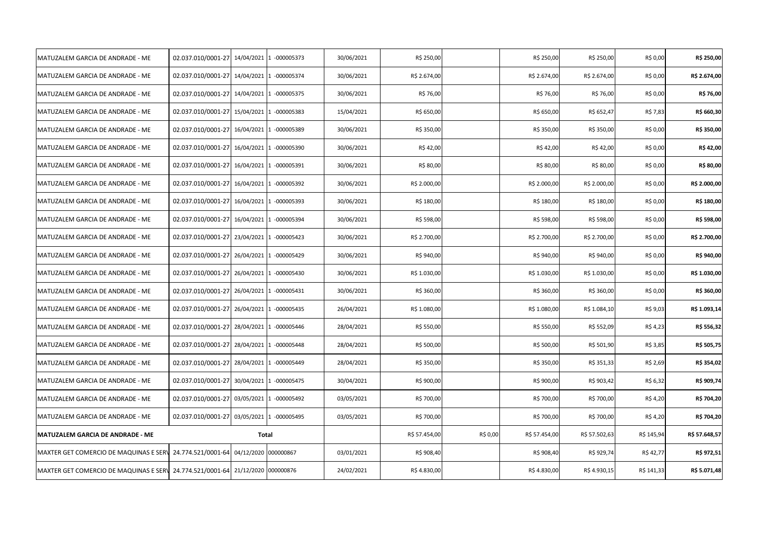| | | | | | | | | | | |
|---|---|---|---|---|---|---|---|---|---|---|
| MATUZALEM GARCIA DE ANDRADE - ME | 02.037.010/0001-27 | 14/04/2021 | 1 -000005373 | 30/06/2021 | R$ 250,00 | | R$ 250,00 | R$ 250,00 | R$ 0,00 | **R$ 250,00** |
| MATUZALEM GARCIA DE ANDRADE - ME | 02.037.010/0001-27 | 14/04/2021 | 1 -000005374 | 30/06/2021 | R$ 2.674,00 | | R$ 2.674,00 | R$ 2.674,00 | R$ 0,00 | **R$ 2.674,00** |
| MATUZALEM GARCIA DE ANDRADE - ME | 02.037.010/0001-27 | 14/04/2021 | 1 -000005375 | 30/06/2021 | R$ 76,00 | | R$ 76,00 | R$ 76,00 | R$ 0,00 | **R$ 76,00** |
| MATUZALEM GARCIA DE ANDRADE - ME | 02.037.010/0001-27 | 15/04/2021 | 1 -000005383 | 15/04/2021 | R$ 650,00 | | R$ 650,00 | R$ 652,47 | R$ 7,83 | **R$ 660,30** |
| MATUZALEM GARCIA DE ANDRADE - ME | 02.037.010/0001-27 | 16/04/2021 | 1 -000005389 | 30/06/2021 | R$ 350,00 | | R$ 350,00 | R$ 350,00 | R$ 0,00 | **R$ 350,00** |
| MATUZALEM GARCIA DE ANDRADE - ME | 02.037.010/0001-27 | 16/04/2021 | 1 -000005390 | 30/06/2021 | R$ 42,00 | | R$ 42,00 | R$ 42,00 | R$ 0,00 | **R$ 42,00** |
| MATUZALEM GARCIA DE ANDRADE - ME | 02.037.010/0001-27 | 16/04/2021 | 1 -000005391 | 30/06/2021 | R$ 80,00 | | R$ 80,00 | R$ 80,00 | R$ 0,00 | **R$ 80,00** |
| MATUZALEM GARCIA DE ANDRADE - ME | 02.037.010/0001-27 | 16/04/2021 | 1 -000005392 | 30/06/2021 | R$ 2.000,00 | | R$ 2.000,00 | R$ 2.000,00 | R$ 0,00 | **R$ 2.000,00** |
| MATUZALEM GARCIA DE ANDRADE - ME | 02.037.010/0001-27 | 16/04/2021 | 1 -000005393 | 30/06/2021 | R$ 180,00 | | R$ 180,00 | R$ 180,00 | R$ 0,00 | **R$ 180,00** |
| MATUZALEM GARCIA DE ANDRADE - ME | 02.037.010/0001-27 | 16/04/2021 | 1 -000005394 | 30/06/2021 | R$ 598,00 | | R$ 598,00 | R$ 598,00 | R$ 0,00 | **R$ 598,00** |
| MATUZALEM GARCIA DE ANDRADE - ME | 02.037.010/0001-27 | 23/04/2021 | 1 -000005423 | 30/06/2021 | R$ 2.700,00 | | R$ 2.700,00 | R$ 2.700,00 | R$ 0,00 | **R$ 2.700,00** |
| MATUZALEM GARCIA DE ANDRADE - ME | 02.037.010/0001-27 | 26/04/2021 | 1 -000005429 | 30/06/2021 | R$ 940,00 | | R$ 940,00 | R$ 940,00 | R$ 0,00 | **R$ 940,00** |
| MATUZALEM GARCIA DE ANDRADE - ME | 02.037.010/0001-27 | 26/04/2021 | 1 -000005430 | 30/06/2021 | R$ 1.030,00 | | R$ 1.030,00 | R$ 1.030,00 | R$ 0,00 | **R$ 1.030,00** |
| MATUZALEM GARCIA DE ANDRADE - ME | 02.037.010/0001-27 | 26/04/2021 | 1 -000005431 | 30/06/2021 | R$ 360,00 | | R$ 360,00 | R$ 360,00 | R$ 0,00 | **R$ 360,00** |
| MATUZALEM GARCIA DE ANDRADE - ME | 02.037.010/0001-27 | 26/04/2021 | 1 -000005435 | 26/04/2021 | R$ 1.080,00 | | R$ 1.080,00 | R$ 1.084,10 | R$ 9,03 | **R$ 1.093,14** |
| MATUZALEM GARCIA DE ANDRADE - ME | 02.037.010/0001-27 | 28/04/2021 | 1 -000005446 | 28/04/2021 | R$ 550,00 | | R$ 550,00 | R$ 552,09 | R$ 4,23 | **R$ 556,32** |
| MATUZALEM GARCIA DE ANDRADE - ME | 02.037.010/0001-27 | 28/04/2021 | 1 -000005448 | 28/04/2021 | R$ 500,00 | | R$ 500,00 | R$ 501,90 | R$ 3,85 | **R$ 505,75** |
| MATUZALEM GARCIA DE ANDRADE - ME | 02.037.010/0001-27 | 28/04/2021 | 1 -000005449 | 28/04/2021 | R$ 350,00 | | R$ 350,00 | R$ 351,33 | R$ 2,69 | **R$ 354,02** |
| MATUZALEM GARCIA DE ANDRADE - ME | 02.037.010/0001-27 | 30/04/2021 | 1 -000005475 | 30/04/2021 | R$ 900,00 | | R$ 900,00 | R$ 903,42 | R$ 6,32 | **R$ 909,74** |
| MATUZALEM GARCIA DE ANDRADE - ME | 02.037.010/0001-27 | 03/05/2021 | 1 -000005492 | 03/05/2021 | R$ 700,00 | | R$ 700,00 | R$ 700,00 | R$ 4,20 | **R$ 704,20** |
| MATUZALEM GARCIA DE ANDRADE - ME | 02.037.010/0001-27 | 03/05/2021 | 1 -000005495 | 03/05/2021 | R$ 700,00 | | R$ 700,00 | R$ 700,00 | R$ 4,20 | **R$ 704,20** |
| **MATUZALEM GARCIA DE ANDRADE - ME** | | **Total** | | | R$ 57.454,00 | R$ 0,00 | R$ 57.454,00 | R$ 57.502,63 | R$ 145,94 | **R$ 57.648,57** |
| MAXTER GET COMERCIO DE MAQUINAS E SERV | 24.774.521/0001-64 | 04/12/2020 | 000000867 | 03/01/2021 | R$ 908,40 | | R$ 908,40 | R$ 929,74 | R$ 42,77 | **R$ 972,51** |
| MAXTER GET COMERCIO DE MAQUINAS E SERV | 24.774.521/0001-64 | 21/12/2020 | 000000876 | 24/02/2021 | R$ 4.830,00 | | R$ 4.830,00 | R$ 4.930,15 | R$ 141,33 | **R$ 5.071,48** |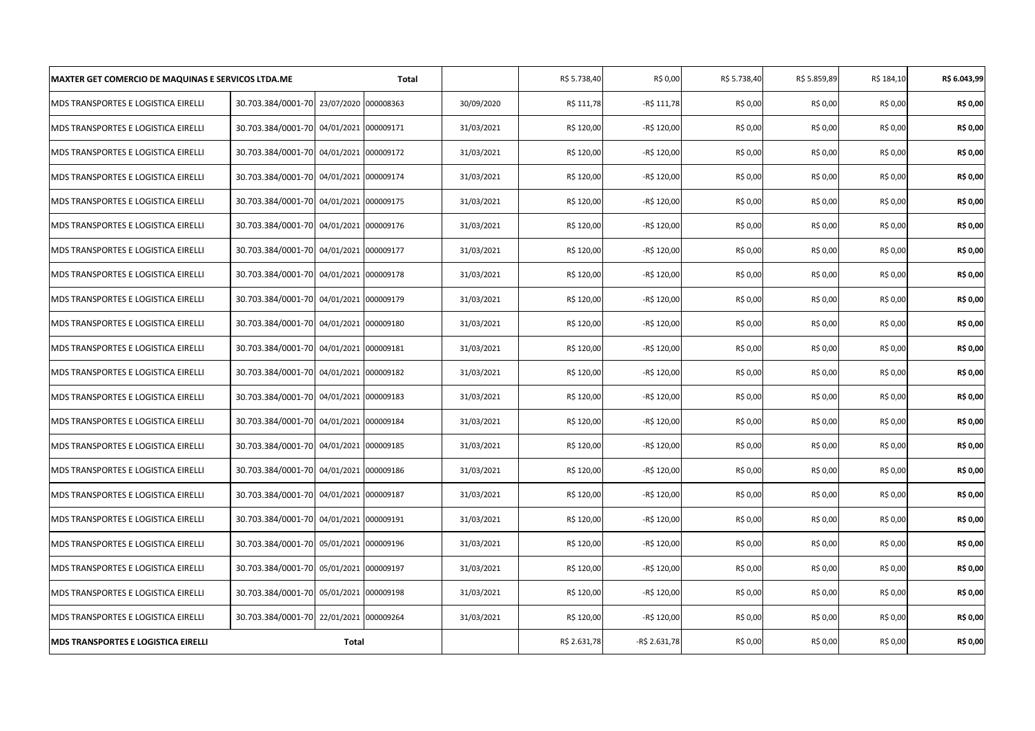| MAXTER GET COMERCIO DE MAQUINAS E SERVICOS LTDA.ME | | | Total | | R$ 5.738,40 | R$ 0,00 | R$ 5.738,40 | R$ 5.859,89 | R$ 184,10 | **R$ 6.043,99** |
|---|---|---|---|---|---|---|---|---|---|---|
| MDS TRANSPORTES E LOGISTICA EIRELLI | 30.703.384/0001-70 | 23/07/2020 | 000008363 | 30/09/2020 | R$ 111,78 | -R$ 111,78 | R$ 0,00 | R$ 0,00 | R$ 0,00 | **R$ 0,00** |
| MDS TRANSPORTES E LOGISTICA EIRELLI | 30.703.384/0001-70 | 04/01/2021 | 000009171 | 31/03/2021 | R$ 120,00 | -R$ 120,00 | R$ 0,00 | R$ 0,00 | R$ 0,00 | **R$ 0,00** |
| MDS TRANSPORTES E LOGISTICA EIRELLI | 30.703.384/0001-70 | 04/01/2021 | 000009172 | 31/03/2021 | R$ 120,00 | -R$ 120,00 | R$ 0,00 | R$ 0,00 | R$ 0,00 | **R$ 0,00** |
| MDS TRANSPORTES E LOGISTICA EIRELLI | 30.703.384/0001-70 | 04/01/2021 | 000009174 | 31/03/2021 | R$ 120,00 | -R$ 120,00 | R$ 0,00 | R$ 0,00 | R$ 0,00 | **R$ 0,00** |
| MDS TRANSPORTES E LOGISTICA EIRELLI | 30.703.384/0001-70 | 04/01/2021 | 000009175 | 31/03/2021 | R$ 120,00 | -R$ 120,00 | R$ 0,00 | R$ 0,00 | R$ 0,00 | **R$ 0,00** |
| MDS TRANSPORTES E LOGISTICA EIRELLI | 30.703.384/0001-70 | 04/01/2021 | 000009176 | 31/03/2021 | R$ 120,00 | -R$ 120,00 | R$ 0,00 | R$ 0,00 | R$ 0,00 | **R$ 0,00** |
| MDS TRANSPORTES E LOGISTICA EIRELLI | 30.703.384/0001-70 | 04/01/2021 | 000009177 | 31/03/2021 | R$ 120,00 | -R$ 120,00 | R$ 0,00 | R$ 0,00 | R$ 0,00 | **R$ 0,00** |
| MDS TRANSPORTES E LOGISTICA EIRELLI | 30.703.384/0001-70 | 04/01/2021 | 000009178 | 31/03/2021 | R$ 120,00 | -R$ 120,00 | R$ 0,00 | R$ 0,00 | R$ 0,00 | **R$ 0,00** |
| MDS TRANSPORTES E LOGISTICA EIRELLI | 30.703.384/0001-70 | 04/01/2021 | 000009179 | 31/03/2021 | R$ 120,00 | -R$ 120,00 | R$ 0,00 | R$ 0,00 | R$ 0,00 | **R$ 0,00** |
| MDS TRANSPORTES E LOGISTICA EIRELLI | 30.703.384/0001-70 | 04/01/2021 | 000009180 | 31/03/2021 | R$ 120,00 | -R$ 120,00 | R$ 0,00 | R$ 0,00 | R$ 0,00 | **R$ 0,00** |
| MDS TRANSPORTES E LOGISTICA EIRELLI | 30.703.384/0001-70 | 04/01/2021 | 000009181 | 31/03/2021 | R$ 120,00 | -R$ 120,00 | R$ 0,00 | R$ 0,00 | R$ 0,00 | **R$ 0,00** |
| MDS TRANSPORTES E LOGISTICA EIRELLI | 30.703.384/0001-70 | 04/01/2021 | 000009182 | 31/03/2021 | R$ 120,00 | -R$ 120,00 | R$ 0,00 | R$ 0,00 | R$ 0,00 | **R$ 0,00** |
| MDS TRANSPORTES E LOGISTICA EIRELLI | 30.703.384/0001-70 | 04/01/2021 | 000009183 | 31/03/2021 | R$ 120,00 | -R$ 120,00 | R$ 0,00 | R$ 0,00 | R$ 0,00 | **R$ 0,00** |
| MDS TRANSPORTES E LOGISTICA EIRELLI | 30.703.384/0001-70 | 04/01/2021 | 000009184 | 31/03/2021 | R$ 120,00 | -R$ 120,00 | R$ 0,00 | R$ 0,00 | R$ 0,00 | **R$ 0,00** |
| MDS TRANSPORTES E LOGISTICA EIRELLI | 30.703.384/0001-70 | 04/01/2021 | 000009185 | 31/03/2021 | R$ 120,00 | -R$ 120,00 | R$ 0,00 | R$ 0,00 | R$ 0,00 | **R$ 0,00** |
| MDS TRANSPORTES E LOGISTICA EIRELLI | 30.703.384/0001-70 | 04/01/2021 | 000009186 | 31/03/2021 | R$ 120,00 | -R$ 120,00 | R$ 0,00 | R$ 0,00 | R$ 0,00 | **R$ 0,00** |
| MDS TRANSPORTES E LOGISTICA EIRELLI | 30.703.384/0001-70 | 04/01/2021 | 000009187 | 31/03/2021 | R$ 120,00 | -R$ 120,00 | R$ 0,00 | R$ 0,00 | R$ 0,00 | **R$ 0,00** |
| MDS TRANSPORTES E LOGISTICA EIRELLI | 30.703.384/0001-70 | 04/01/2021 | 000009191 | 31/03/2021 | R$ 120,00 | -R$ 120,00 | R$ 0,00 | R$ 0,00 | R$ 0,00 | **R$ 0,00** |
| MDS TRANSPORTES E LOGISTICA EIRELLI | 30.703.384/0001-70 | 05/01/2021 | 000009196 | 31/03/2021 | R$ 120,00 | -R$ 120,00 | R$ 0,00 | R$ 0,00 | R$ 0,00 | **R$ 0,00** |
| MDS TRANSPORTES E LOGISTICA EIRELLI | 30.703.384/0001-70 | 05/01/2021 | 000009197 | 31/03/2021 | R$ 120,00 | -R$ 120,00 | R$ 0,00 | R$ 0,00 | R$ 0,00 | **R$ 0,00** |
| MDS TRANSPORTES E LOGISTICA EIRELLI | 30.703.384/0001-70 | 05/01/2021 | 000009198 | 31/03/2021 | R$ 120,00 | -R$ 120,00 | R$ 0,00 | R$ 0,00 | R$ 0,00 | **R$ 0,00** |
| MDS TRANSPORTES E LOGISTICA EIRELLI | 30.703.384/0001-70 | 22/01/2021 | 000009264 | 31/03/2021 | R$ 120,00 | -R$ 120,00 | R$ 0,00 | R$ 0,00 | R$ 0,00 | **R$ 0,00** |
| **MDS TRANSPORTES E LOGISTICA EIRELLI** | | Total | | | R$ 2.631,78 | -R$ 2.631,78 | R$ 0,00 | R$ 0,00 | R$ 0,00 | **R$ 0,00** |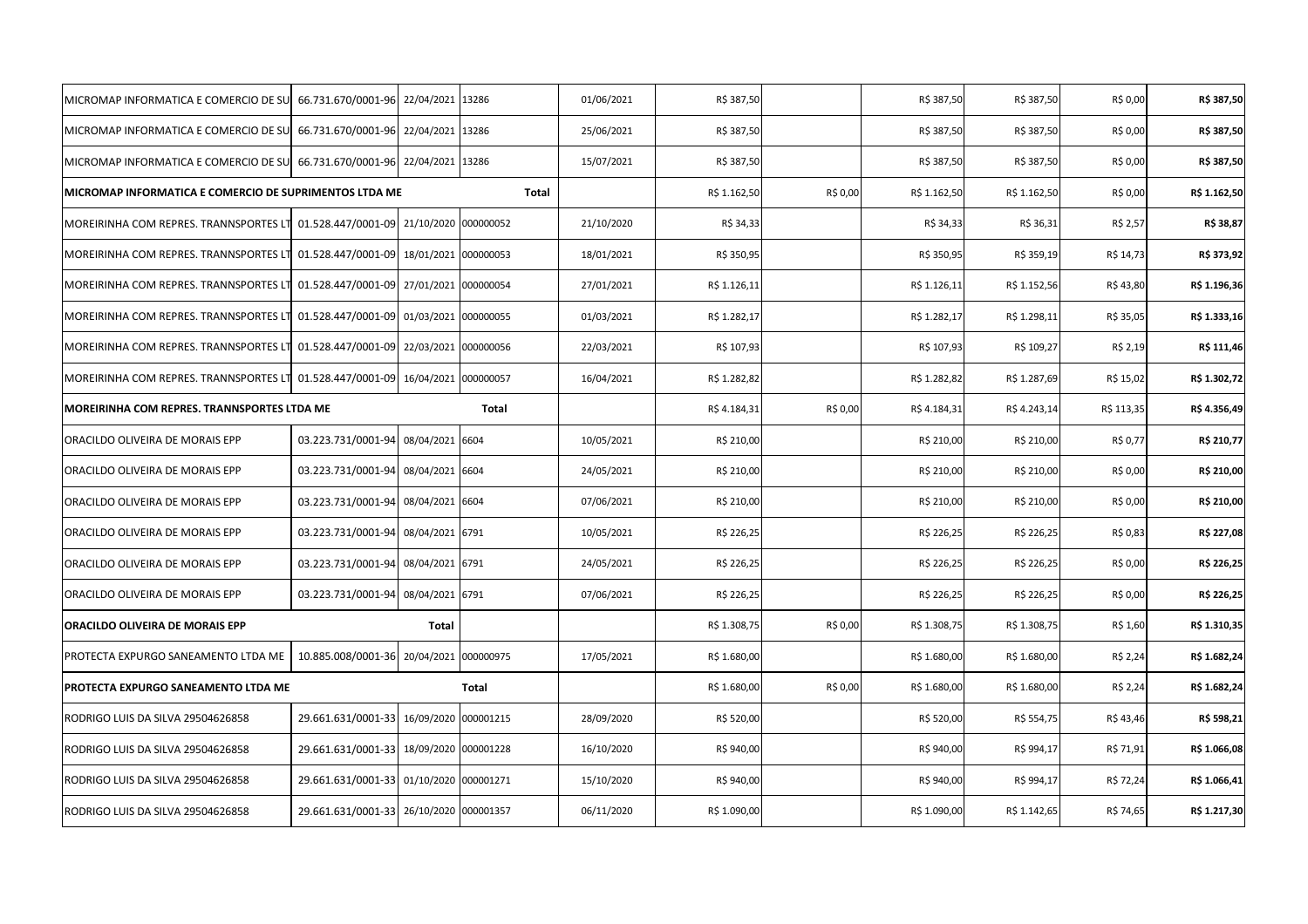| | | | | | | | | | | |
|---|---|---|---|---|---|---|---|---|---|---|
| MICROMAP INFORMATICA E COMERCIO DE SU | 66.731.670/0001-96 | 22/04/2021 | 13286 | 01/06/2021 | R$ 387,50 | | R$ 387,50 | R$ 387,50 | R$ 0,00 | **R$ 387,50** |
| MICROMAP INFORMATICA E COMERCIO DE SU | 66.731.670/0001-96 | 22/04/2021 | 13286 | 25/06/2021 | R$ 387,50 | | R$ 387,50 | R$ 387,50 | R$ 0,00 | **R$ 387,50** |
| MICROMAP INFORMATICA E COMERCIO DE SU | 66.731.670/0001-96 | 22/04/2021 | 13286 | 15/07/2021 | R$ 387,50 | | R$ 387,50 | R$ 387,50 | R$ 0,00 | **R$ 387,50** |
| **MICROMAP INFORMATICA E COMERCIO DE SUPRIMENTOS LTDA ME** | | | **Total** | | R$ 1.162,50 | R$ 0,00 | R$ 1.162,50 | R$ 1.162,50 | R$ 0,00 | **R$ 1.162,50** |
| MOREIRINHA COM REPRES. TRANNSPORTES LT | 01.528.447/0001-09 | 21/10/2020 | 000000052 | 21/10/2020 | R$ 34,33 | | R$ 34,33 | R$ 36,31 | R$ 2,57 | **R$ 38,87** |
| MOREIRINHA COM REPRES. TRANNSPORTES LT | 01.528.447/0001-09 | 18/01/2021 | 000000053 | 18/01/2021 | R$ 350,95 | | R$ 350,95 | R$ 359,19 | R$ 14,73 | **R$ 373,92** |
| MOREIRINHA COM REPRES. TRANNSPORTES LT | 01.528.447/0001-09 | 27/01/2021 | 000000054 | 27/01/2021 | R$ 1.126,11 | | R$ 1.126,11 | R$ 1.152,56 | R$ 43,80 | **R$ 1.196,36** |
| MOREIRINHA COM REPRES. TRANNSPORTES LT | 01.528.447/0001-09 | 01/03/2021 | 000000055 | 01/03/2021 | R$ 1.282,17 | | R$ 1.282,17 | R$ 1.298,11 | R$ 35,05 | **R$ 1.333,16** |
| MOREIRINHA COM REPRES. TRANNSPORTES LT | 01.528.447/0001-09 | 22/03/2021 | 000000056 | 22/03/2021 | R$ 107,93 | | R$ 107,93 | R$ 109,27 | R$ 2,19 | **R$ 111,46** |
| MOREIRINHA COM REPRES. TRANNSPORTES LT | 01.528.447/0001-09 | 16/04/2021 | 000000057 | 16/04/2021 | R$ 1.282,82 | | R$ 1.282,82 | R$ 1.287,69 | R$ 15,02 | **R$ 1.302,72** |
| **MOREIRINHA COM REPRES. TRANNSPORTES LTDA ME** | | | **Total** | | R$ 4.184,31 | R$ 0,00 | R$ 4.184,31 | R$ 4.243,14 | R$ 113,35 | **R$ 4.356,49** |
| ORACILDO OLIVEIRA DE MORAIS EPP | 03.223.731/0001-94 | 08/04/2021 | 6604 | 10/05/2021 | R$ 210,00 | | R$ 210,00 | R$ 210,00 | R$ 0,77 | **R$ 210,77** |
| ORACILDO OLIVEIRA DE MORAIS EPP | 03.223.731/0001-94 | 08/04/2021 | 6604 | 24/05/2021 | R$ 210,00 | | R$ 210,00 | R$ 210,00 | R$ 0,00 | **R$ 210,00** |
| ORACILDO OLIVEIRA DE MORAIS EPP | 03.223.731/0001-94 | 08/04/2021 | 6604 | 07/06/2021 | R$ 210,00 | | R$ 210,00 | R$ 210,00 | R$ 0,00 | **R$ 210,00** |
| ORACILDO OLIVEIRA DE MORAIS EPP | 03.223.731/0001-94 | 08/04/2021 | 6791 | 10/05/2021 | R$ 226,25 | | R$ 226,25 | R$ 226,25 | R$ 0,83 | **R$ 227,08** |
| ORACILDO OLIVEIRA DE MORAIS EPP | 03.223.731/0001-94 | 08/04/2021 | 6791 | 24/05/2021 | R$ 226,25 | | R$ 226,25 | R$ 226,25 | R$ 0,00 | **R$ 226,25** |
| ORACILDO OLIVEIRA DE MORAIS EPP | 03.223.731/0001-94 | 08/04/2021 | 6791 | 07/06/2021 | R$ 226,25 | | R$ 226,25 | R$ 226,25 | R$ 0,00 | **R$ 226,25** |
| **ORACILDO OLIVEIRA DE MORAIS EPP** | | **Total** | | | R$ 1.308,75 | R$ 0,00 | R$ 1.308,75 | R$ 1.308,75 | R$ 1,60 | **R$ 1.310,35** |
| PROTECTA EXPURGO SANEAMENTO LTDA ME | 10.885.008/0001-36 | 20/04/2021 | 000000975 | 17/05/2021 | R$ 1.680,00 | | R$ 1.680,00 | R$ 1.680,00 | R$ 2,24 | **R$ 1.682,24** |
| **PROTECTA EXPURGO SANEAMENTO LTDA ME** | | | **Total** | | R$ 1.680,00 | R$ 0,00 | R$ 1.680,00 | R$ 1.680,00 | R$ 2,24 | **R$ 1.682,24** |
| RODRIGO LUIS DA SILVA 29504626858 | 29.661.631/0001-33 | 16/09/2020 | 000001215 | 28/09/2020 | R$ 520,00 | | R$ 520,00 | R$ 554,75 | R$ 43,46 | **R$ 598,21** |
| RODRIGO LUIS DA SILVA 29504626858 | 29.661.631/0001-33 | 18/09/2020 | 000001228 | 16/10/2020 | R$ 940,00 | | R$ 940,00 | R$ 994,17 | R$ 71,91 | **R$ 1.066,08** |
| RODRIGO LUIS DA SILVA 29504626858 | 29.661.631/0001-33 | 01/10/2020 | 000001271 | 15/10/2020 | R$ 940,00 | | R$ 940,00 | R$ 994,17 | R$ 72,24 | **R$ 1.066,41** |
| RODRIGO LUIS DA SILVA 29504626858 | 29.661.631/0001-33 | 26/10/2020 | 000001357 | 06/11/2020 | R$ 1.090,00 | | R$ 1.090,00 | R$ 1.142,65 | R$ 74,65 | **R$ 1.217,30** |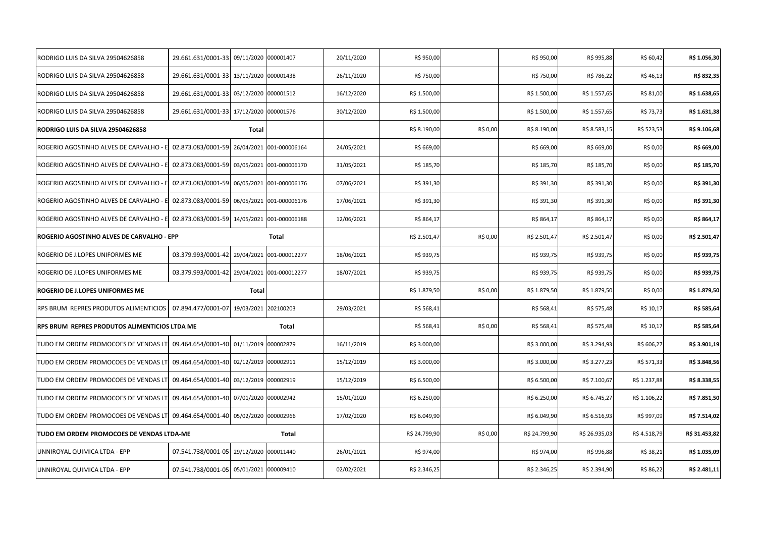| | | | | | | | | | | |
|---|---|---|---|---|---|---|---|---|---|---|
| RODRIGO LUIS DA SILVA 29504626858 | 29.661.631/0001-33 | 09/11/2020 | 000001407 | 20/11/2020 | R$ 950,00 | | R$ 950,00 | R$ 995,88 | R$ 60,42 | **R$ 1.056,30** |
| RODRIGO LUIS DA SILVA 29504626858 | 29.661.631/0001-33 | 13/11/2020 | 000001438 | 26/11/2020 | R$ 750,00 | | R$ 750,00 | R$ 786,22 | R$ 46,13 | **R$ 832,35** |
| RODRIGO LUIS DA SILVA 29504626858 | 29.661.631/0001-33 | 03/12/2020 | 000001512 | 16/12/2020 | R$ 1.500,00 | | R$ 1.500,00 | R$ 1.557,65 | R$ 81,00 | **R$ 1.638,65** |
| RODRIGO LUIS DA SILVA 29504626858 | 29.661.631/0001-33 | 17/12/2020 | 000001576 | 30/12/2020 | R$ 1.500,00 | | R$ 1.500,00 | R$ 1.557,65 | R$ 73,73 | **R$ 1.631,38** |
| **RODRIGO LUIS DA SILVA 29504626858** | | **Total** | | | R$ 8.190,00 | R$ 0,00 | R$ 8.190,00 | R$ 8.583,15 | R$ 523,53 | **R$ 9.106,68** |
| ROGERIO AGOSTINHO ALVES DE CARVALHO - E | 02.873.083/0001-59 | 26/04/2021 | 001-000006164 | 24/05/2021 | R$ 669,00 | | R$ 669,00 | R$ 669,00 | R$ 0,00 | **R$ 669,00** |
| ROGERIO AGOSTINHO ALVES DE CARVALHO - E | 02.873.083/0001-59 | 03/05/2021 | 001-000006170 | 31/05/2021 | R$ 185,70 | | R$ 185,70 | R$ 185,70 | R$ 0,00 | **R$ 185,70** |
| ROGERIO AGOSTINHO ALVES DE CARVALHO - E | 02.873.083/0001-59 | 06/05/2021 | 001-000006176 | 07/06/2021 | R$ 391,30 | | R$ 391,30 | R$ 391,30 | R$ 0,00 | **R$ 391,30** |
| ROGERIO AGOSTINHO ALVES DE CARVALHO - E | 02.873.083/0001-59 | 06/05/2021 | 001-000006176 | 17/06/2021 | R$ 391,30 | | R$ 391,30 | R$ 391,30 | R$ 0,00 | **R$ 391,30** |
| ROGERIO AGOSTINHO ALVES DE CARVALHO - E | 02.873.083/0001-59 | 14/05/2021 | 001-000006188 | 12/06/2021 | R$ 864,17 | | R$ 864,17 | R$ 864,17 | R$ 0,00 | **R$ 864,17** |
| **ROGERIO AGOSTINHO ALVES DE CARVALHO - EPP** | | | **Total** | | R$ 2.501,47 | R$ 0,00 | R$ 2.501,47 | R$ 2.501,47 | R$ 0,00 | **R$ 2.501,47** |
| ROGERIO DE J.LOPES UNIFORMES ME | 03.379.993/0001-42 | 29/04/2021 | 001-000012277 | 18/06/2021 | R$ 939,75 | | R$ 939,75 | R$ 939,75 | R$ 0,00 | **R$ 939,75** |
| ROGERIO DE J.LOPES UNIFORMES ME | 03.379.993/0001-42 | 29/04/2021 | 001-000012277 | 18/07/2021 | R$ 939,75 | | R$ 939,75 | R$ 939,75 | R$ 0,00 | **R$ 939,75** |
| **ROGERIO DE J.LOPES UNIFORMES ME** | | **Total** | | | R$ 1.879,50 | R$ 0,00 | R$ 1.879,50 | R$ 1.879,50 | R$ 0,00 | **R$ 1.879,50** |
| RPS BRUM REPRES PRODUTOS ALIMENTICIOS | 07.894.477/0001-07 | 19/03/2021 | 202100203 | 29/03/2021 | R$ 568,41 | | R$ 568,41 | R$ 575,48 | R$ 10,17 | **R$ 585,64** |
| **RPS BRUM REPRES PRODUTOS ALIMENTICIOS LTDA ME** | | | **Total** | | R$ 568,41 | R$ 0,00 | R$ 568,41 | R$ 575,48 | R$ 10,17 | **R$ 585,64** |
| TUDO EM ORDEM PROMOCOES DE VENDAS LT | 09.464.654/0001-40 | 01/11/2019 | 000002879 | 16/11/2019 | R$ 3.000,00 | | R$ 3.000,00 | R$ 3.294,93 | R$ 606,27 | **R$ 3.901,19** |
| TUDO EM ORDEM PROMOCOES DE VENDAS LT | 09.464.654/0001-40 | 02/12/2019 | 000002911 | 15/12/2019 | R$ 3.000,00 | | R$ 3.000,00 | R$ 3.277,23 | R$ 571,33 | **R$ 3.848,56** |
| TUDO EM ORDEM PROMOCOES DE VENDAS LT | 09.464.654/0001-40 | 03/12/2019 | 000002919 | 15/12/2019 | R$ 6.500,00 | | R$ 6.500,00 | R$ 7.100,67 | R$ 1.237,88 | **R$ 8.338,55** |
| TUDO EM ORDEM PROMOCOES DE VENDAS LT | 09.464.654/0001-40 | 07/01/2020 | 000002942 | 15/01/2020 | R$ 6.250,00 | | R$ 6.250,00 | R$ 6.745,27 | R$ 1.106,22 | **R$ 7.851,50** |
| TUDO EM ORDEM PROMOCOES DE VENDAS LT | 09.464.654/0001-40 | 05/02/2020 | 000002966 | 17/02/2020 | R$ 6.049,90 | | R$ 6.049,90 | R$ 6.516,93 | R$ 997,09 | **R$ 7.514,02** |
| **TUDO EM ORDEM PROMOCOES DE VENDAS LTDA-ME** | | | **Total** | | R$ 24.799,90 | R$ 0,00 | R$ 24.799,90 | R$ 26.935,03 | R$ 4.518,79 | **R$ 31.453,82** |
| UNNIROYAL QUIMICA LTDA - EPP | 07.541.738/0001-05 | 29/12/2020 | 000011440 | 26/01/2021 | R$ 974,00 | | R$ 974,00 | R$ 996,88 | R$ 38,21 | **R$ 1.035,09** |
| UNNIROYAL QUIMICA LTDA - EPP | 07.541.738/0001-05 | 05/01/2021 | 000009410 | 02/02/2021 | R$ 2.346,25 | | R$ 2.346,25 | R$ 2.394,90 | R$ 86,22 | **R$ 2.481,11** |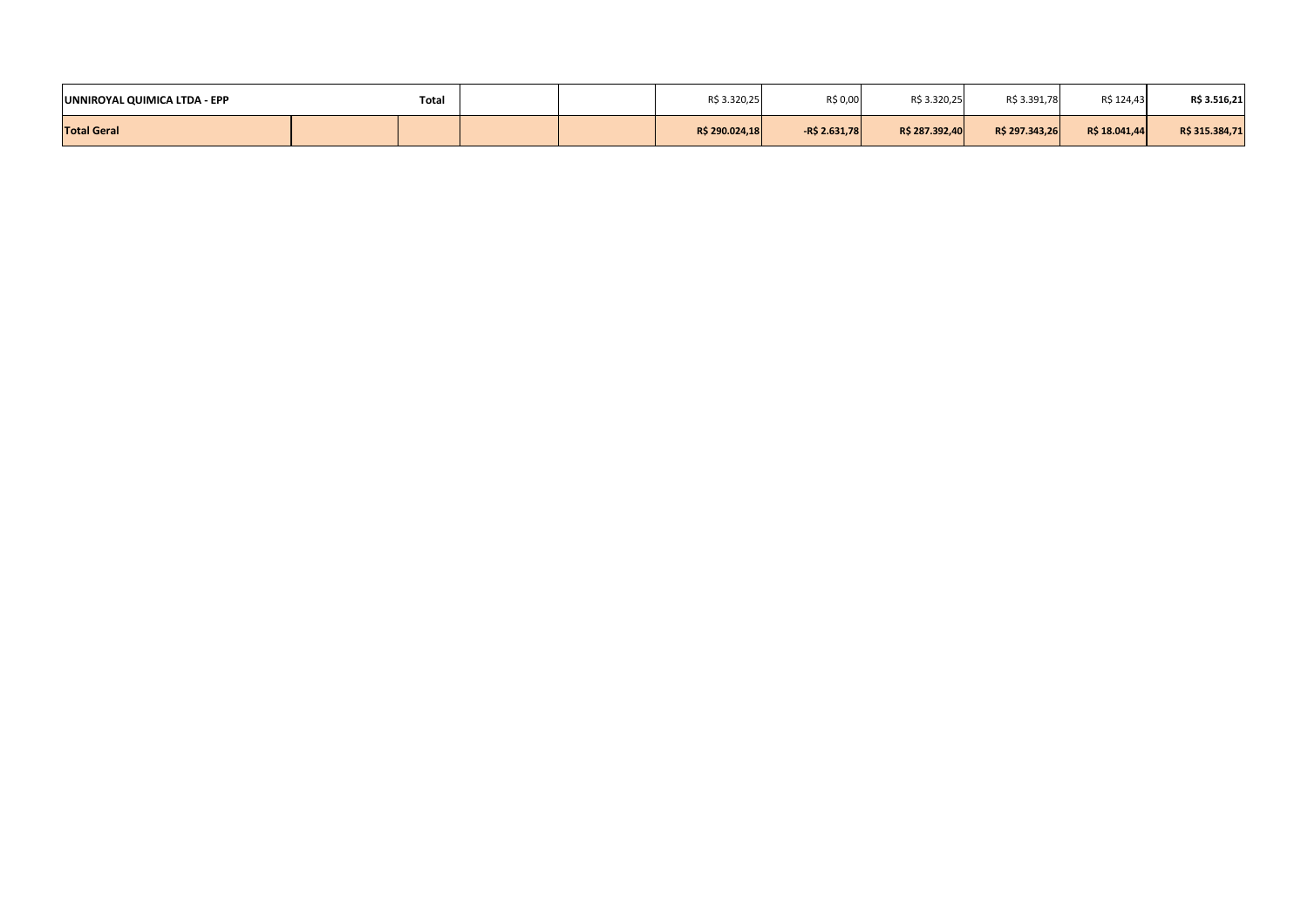| | | | | | | | | | | |
|---|---|---|---|---|---|---|---|---|---|---|
| **UNNIROYAL QUIMICA LTDA - EPP** | | **Total** | | | R$ 3.320,25 | R$ 0,00 | R$ 3.320,25 | R$ 3.391,78 | R$ 124,43 | **R$ 3.516,21** |
| **Total Geral** | | | | | **R$ 290.024,18** | **-R$ 2.631,78** | **R$ 287.392,40** | **R$ 297.343,26** | **R$ 18.041,44** | **R$ 315.384,71** |